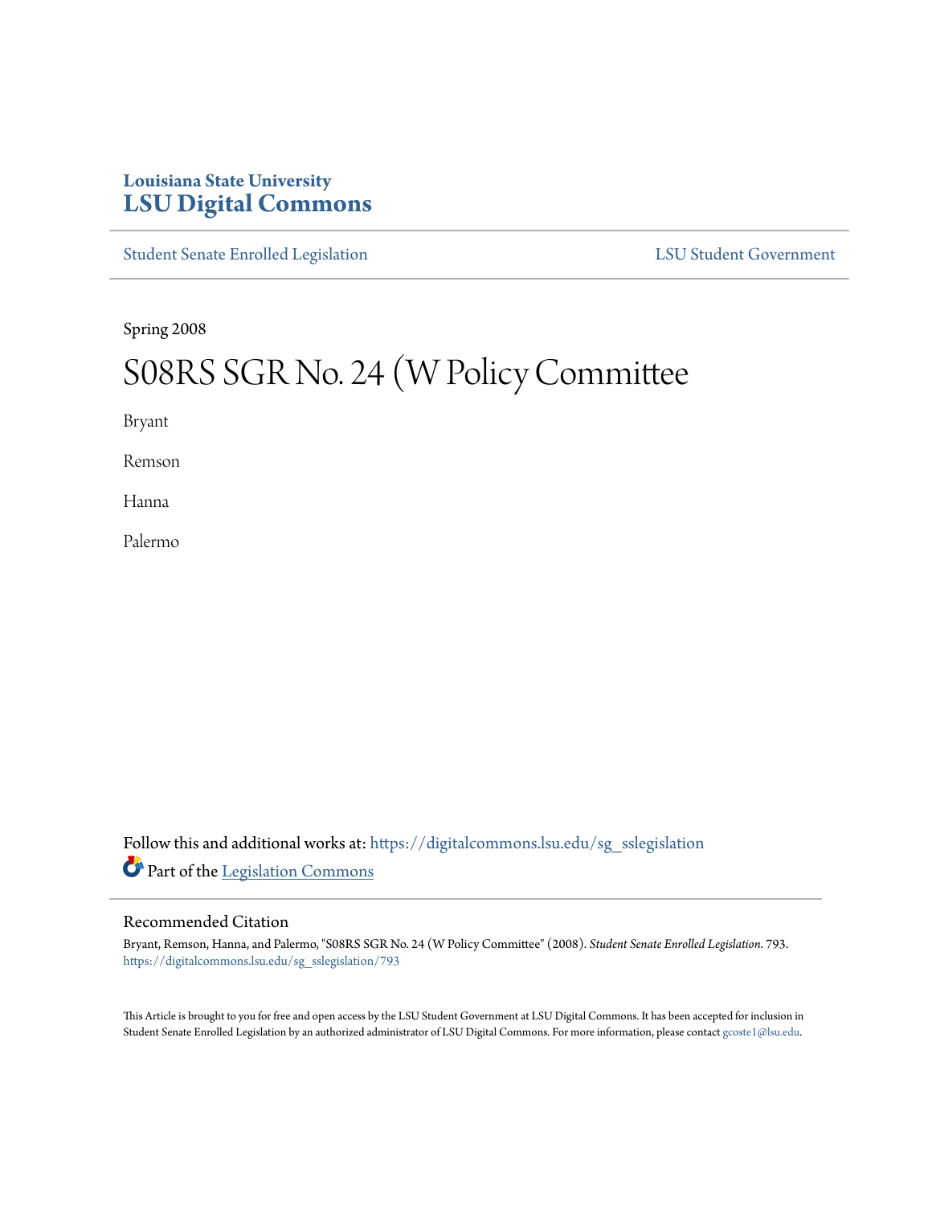Louisiana State University

# LSU Digital Commons

Student Senate Enrolled Legislation

LSU Student Government

Spring 2008

# S08RS SGR No. 24 (W Policy Committee

Bryant

Remson

Hanna

Palermo

Follow this and additional works at: https://digitalcommons.lsu.edu/sg_sslegislation

Part of the Legislation Commons

## Recommended Citation

Bryant, Remson, Hanna, and Palermo, "S08RS SGR No. 24 (W Policy Committee" (2008). *Student Senate Enrolled Legislation*. 793.
https://digitalcommons.lsu.edu/sg_sslegislation/793

This Article is brought to you for free and open access by the LSU Student Government at LSU Digital Commons. It has been accepted for inclusion in Student Senate Enrolled Legislation by an authorized administrator of LSU Digital Commons. For more information, please contact gcoste1@lsu.edu.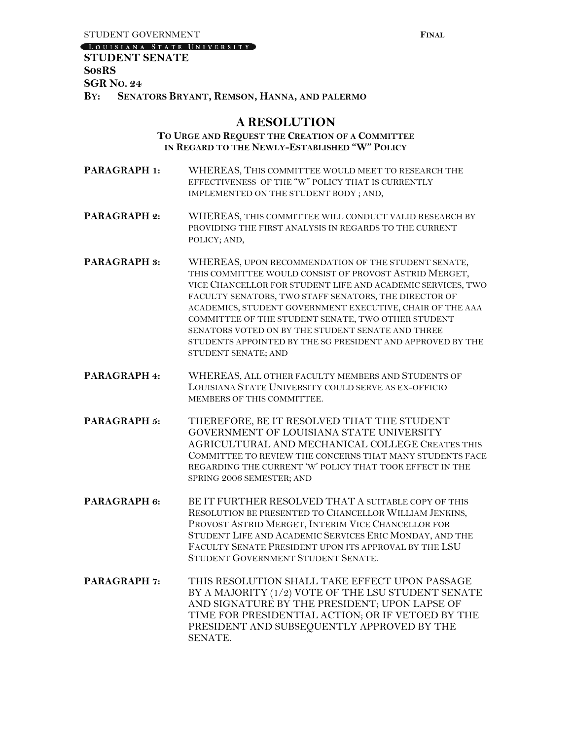STUDENT GOVERNMENT **FINAL**

LOUISIANA STATE UNIVERSITY

**STUDENT SENATE**
**S08RS**
**SGR NO. 24**
**BY: SENATORS BRYANT, REMSON, HANNA, AND PALERMO**

## A RESOLUTION

### TO URGE AND REQUEST THE CREATION OF A COMMITTEE IN REGARD TO THE NEWLY-ESTABLISHED "W" POLICY

**PARAGRAPH 1:** WHEREAS, THIS COMMITTEE WOULD MEET TO RESEARCH THE EFFECTIVENESS OF THE "W" POLICY THAT IS CURRENTLY IMPLEMENTED ON THE STUDENT BODY ; AND,

**PARAGRAPH 2:** WHEREAS, THIS COMMITTEE WILL CONDUCT VALID RESEARCH BY PROVIDING THE FIRST ANALYSIS IN REGARDS TO THE CURRENT POLICY; AND,

**PARAGRAPH 3:** WHEREAS, UPON RECOMMENDATION OF THE STUDENT SENATE, THIS COMMITTEE WOULD CONSIST OF PROVOST ASTRID MERGET, VICE CHANCELLOR FOR STUDENT LIFE AND ACADEMIC SERVICES, TWO FACULTY SENATORS, TWO STAFF SENATORS, THE DIRECTOR OF ACADEMICS, STUDENT GOVERNMENT EXECUTIVE, CHAIR OF THE AAA COMMITTEE OF THE STUDENT SENATE, TWO OTHER STUDENT SENATORS VOTED ON BY THE STUDENT SENATE AND THREE STUDENTS APPOINTED BY THE SG PRESIDENT AND APPROVED BY THE STUDENT SENATE; AND

**PARAGRAPH 4:** WHEREAS, ALL OTHER FACULTY MEMBERS AND STUDENTS OF LOUISIANA STATE UNIVERSITY COULD SERVE AS EX-OFFICIO MEMBERS OF THIS COMMITTEE.

**PARAGRAPH 5:** THEREFORE, BE IT RESOLVED THAT THE STUDENT GOVERNMENT OF LOUISIANA STATE UNIVERSITY AGRICULTURAL AND MECHANICAL COLLEGE CREATES THIS COMMITTEE TO REVIEW THE CONCERNS THAT MANY STUDENTS FACE REGARDING THE CURRENT 'W' POLICY THAT TOOK EFFECT IN THE SPRING 2006 SEMESTER; AND

**PARAGRAPH 6:** BE IT FURTHER RESOLVED THAT A SUITABLE COPY OF THIS RESOLUTION BE PRESENTED TO CHANCELLOR WILLIAM JENKINS, PROVOST ASTRID MERGET, INTERIM VICE CHANCELLOR FOR STUDENT LIFE AND ACADEMIC SERVICES ERIC MONDAY, AND THE FACULTY SENATE PRESIDENT UPON ITS APPROVAL BY THE LSU STUDENT GOVERNMENT STUDENT SENATE.

**PARAGRAPH 7:** THIS RESOLUTION SHALL TAKE EFFECT UPON PASSAGE BY A MAJORITY (1/2) VOTE OF THE LSU STUDENT SENATE AND SIGNATURE BY THE PRESIDENT; UPON LAPSE OF TIME FOR PRESIDENTIAL ACTION; OR IF VETOED BY THE PRESIDENT AND SUBSEQUENTLY APPROVED BY THE SENATE.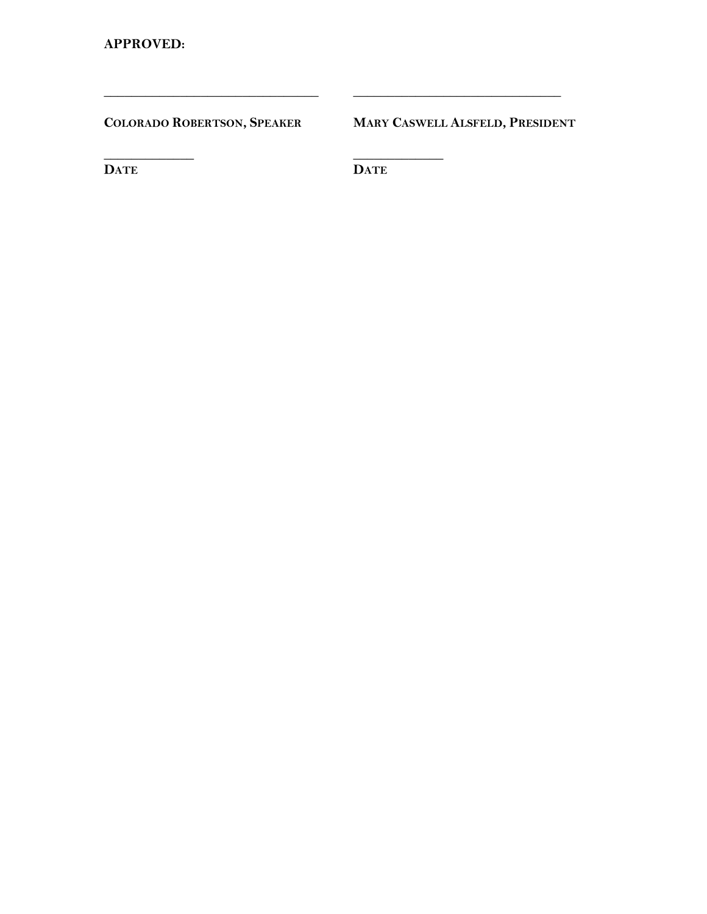**APPROVED:**

\_\_\_\_\_\_\_\_\_\_\_\_\_\_\_\_\_\_\_\_\_\_\_\_\_\_\_\_\_\_\_\_\_\_\_\_

**COLORADO ROBERTSON, SPEAKER**

\_\_\_\_\_\_\_\_\_\_\_\_\_\_\_

**DATE**

\_\_\_\_\_\_\_\_\_\_\_\_\_\_\_\_\_\_\_\_\_\_\_\_\_\_\_\_\_\_\_\_\_\_\_

**MARY CASWELL ALSFELD, PRESIDENT**

\_\_\_\_\_\_\_\_\_\_\_\_\_\_\_

**DATE**